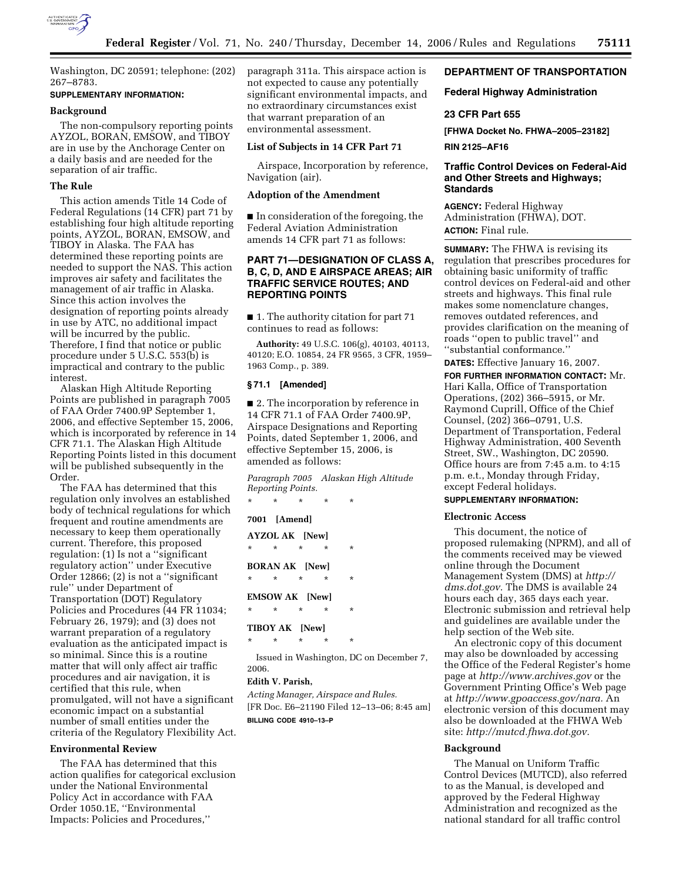Washington, DC 20591; telephone: (202) 267–8783.

**SUPPLEMENTARY INFORMATION:**

### Background

The non-compulsory reporting points AYZOL, BORAN, EMSOW, and TIBOY are in use by the Anchorage Center on a daily basis and are needed for the separation of air traffic.

### The Rule

This action amends Title 14 Code of Federal Regulations (14 CFR) part 71 by establishing four high altitude reporting points, AYZOL, BORAN, EMSOW, and TIBOY in Alaska. The FAA has determined these reporting points are needed to support the NAS. This action improves air safety and facilitates the management of air traffic in Alaska. Since this action involves the designation of reporting points already in use by ATC, no additional impact will be incurred by the public. Therefore, I find that notice or public procedure under 5 U.S.C. 553(b) is impractical and contrary to the public interest.

Alaskan High Altitude Reporting Points are published in paragraph 7005 of FAA Order 7400.9P September 1, 2006, and effective September 15, 2006, which is incorporated by reference in 14 CFR 71.1. The Alaskan High Altitude Reporting Points listed in this document will be published subsequently in the Order.

The FAA has determined that this regulation only involves an established body of technical regulations for which frequent and routine amendments are necessary to keep them operationally current. Therefore, this proposed regulation: (1) Is not a ''significant regulatory action'' under Executive Order 12866; (2) is not a ''significant rule'' under Department of Transportation (DOT) Regulatory Policies and Procedures (44 FR 11034; February 26, 1979); and (3) does not warrant preparation of a regulatory evaluation as the anticipated impact is so minimal. Since this is a routine matter that will only affect air traffic procedures and air navigation, it is certified that this rule, when promulgated, will not have a significant economic impact on a substantial number of small entities under the criteria of the Regulatory Flexibility Act.

### Environmental Review

The FAA has determined that this action qualifies for categorical exclusion under the National Environmental Policy Act in accordance with FAA Order 1050.1E, ''Environmental Impacts: Policies and Procedures,'' paragraph 311a. This airspace action is not expected to cause any potentially significant environmental impacts, and no extraordinary circumstances exist that warrant preparation of an environmental assessment.

### List of Subjects in 14 CFR Part 71

Airspace, Incorporation by reference, Navigation (air).

### Adoption of the Amendment

■ In consideration of the foregoing, the Federal Aviation Administration amends 14 CFR part 71 as follows:

## PART 71—DESIGNATION OF CLASS A, B, C, D, AND E AIRSPACE AREAS; AIR TRAFFIC SERVICE ROUTES; AND REPORTING POINTS

■ 1. The authority citation for part 71 continues to read as follows:

**Authority:** 49 U.S.C. 106(g), 40103, 40113, 40120; E.O. 10854, 24 FR 9565, 3 CFR, 1959–1963 Comp., p. 389.

### § 71.1 [Amended]

■ 2. The incorporation by reference in 14 CFR 71.1 of FAA Order 7400.9P, Airspace Designations and Reporting Points, dated September 1, 2006, and effective September 15, 2006, is amended as follows:

*Paragraph 7005 Alaskan High Altitude Reporting Points.*

\* \* \* \* \*

**7001 [Amend]**

**AYZOL AK [New]**

\* \* \* \* \*

**BORAN AK [New]**

\* \* \* \* \*

**EMSOW AK [New]**

\* \* \* \* \*

**TIBOY AK [New]**

\* \* \* \* \*

Issued in Washington, DC on December 7, 2006.

**Edith V. Parish,**

*Acting Manager, Airspace and Rules.*

[FR Doc. E6–21190 Filed 12–13–06; 8:45 am]

**BILLING CODE 4910–13–P**

## DEPARTMENT OF TRANSPORTATION

### Federal Highway Administration

### 23 CFR Part 655

**[FHWA Docket No. FHWA–2005–23182]**

**RIN 2125–AF16**

### Traffic Control Devices on Federal-Aid and Other Streets and Highways; Standards

**AGENCY:** Federal Highway Administration (FHWA), DOT.

**ACTION:** Final rule.

**SUMMARY:** The FHWA is revising its regulation that prescribes procedures for obtaining basic uniformity of traffic control devices on Federal-aid and other streets and highways. This final rule makes some nomenclature changes, removes outdated references, and provides clarification on the meaning of roads ''open to public travel'' and ''substantial conformance.''

**DATES:** Effective January 16, 2007.

**FOR FURTHER INFORMATION CONTACT:** Mr. Hari Kalla, Office of Transportation Operations, (202) 366–5915, or Mr. Raymond Cuprill, Office of the Chief Counsel, (202) 366–0791, U.S. Department of Transportation, Federal Highway Administration, 400 Seventh Street, SW., Washington, DC 20590. Office hours are from 7:45 a.m. to 4:15 p.m. e.t., Monday through Friday, except Federal holidays.

**SUPPLEMENTARY INFORMATION:**

### Electronic Access

This document, the notice of proposed rulemaking (NPRM), and all of the comments received may be viewed online through the Document Management System (DMS) at *http://dms.dot.gov.* The DMS is available 24 hours each day, 365 days each year. Electronic submission and retrieval help and guidelines are available under the help section of the Web site.

An electronic copy of this document may also be downloaded by accessing the Office of the Federal Register's home page at *http://www.archives.gov* or the Government Printing Office's Web page at *http://www.gpoaccess.gov/nara.* An electronic version of this document may also be downloaded at the FHWA Web site: *http://mutcd.fhwa.dot.gov.*

### Background

The Manual on Uniform Traffic Control Devices (MUTCD), also referred to as the Manual, is developed and approved by the Federal Highway Administration and recognized as the national standard for all traffic control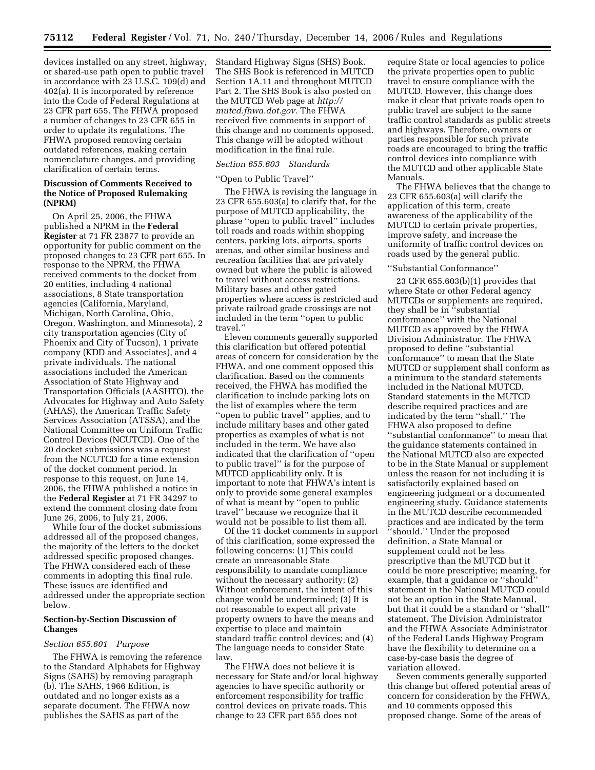devices installed on any street, highway, or shared-use path open to public travel in accordance with 23 U.S.C. 109(d) and 402(a). It is incorporated by reference into the Code of Federal Regulations at 23 CFR part 655. The FHWA proposed a number of changes to 23 CFR 655 in order to update its regulations. The FHWA proposed removing certain outdated references, making certain nomenclature changes, and providing clarification of certain terms.

## Discussion of Comments Received to the Notice of Proposed Rulemaking (NPRM)

On April 25, 2006, the FHWA published a NPRM in the **Federal Register** at 71 FR 23877 to provide an opportunity for public comment on the proposed changes to 23 CFR part 655. In response to the NPRM, the FHWA received comments to the docket from 20 entities, including 4 national associations, 8 State transportation agencies (California, Maryland, Michigan, North Carolina, Ohio, Oregon, Washington, and Minnesota), 2 city transportation agencies (City of Phoenix and City of Tucson), 1 private company (KDD and Associates), and 4 private individuals. The national associations included the American Association of State Highway and Transportation Officials (AASHTO), the Advocates for Highway and Auto Safety (AHAS), the American Traffic Safety Services Association (ATSSA), and the National Committee on Uniform Traffic Control Devices (NCUTCD). One of the 20 docket submissions was a request from the NCUTCD for a time extension of the docket comment period. In response to this request, on June 14, 2006, the FHWA published a notice in the **Federal Register** at 71 FR 34297 to extend the comment closing date from June 26, 2006, to July 21, 2006.

While four of the docket submissions addressed all of the proposed changes, the majority of the letters to the docket addressed specific proposed changes. The FHWA considered each of these comments in adopting this final rule. These issues are identified and addressed under the appropriate section below.

## Section-by-Section Discussion of Changes

### *Section 655.601 Purpose*

The FHWA is removing the reference to the Standard Alphabets for Highway Signs (SAHS) by removing paragraph (b). The SAHS, 1966 Edition, is outdated and no longer exists as a separate document. The FHWA now publishes the SAHS as part of the Standard Highway Signs (SHS) Book. The SHS Book is referenced in MUTCD Section 1A.11 and throughout MUTCD Part 2. The SHS Book is also posted on the MUTCD Web page at *http://mutcd.fhwa.dot.gov.* The FHWA received five comments in support of this change and no comments opposed. This change will be adopted without modification in the final rule.

### *Section 655.603 Standards*

''Open to Public Travel''

The FHWA is revising the language in 23 CFR 655.603(a) to clarify that, for the purpose of MUTCD applicability, the phrase ''open to public travel'' includes toll roads and roads within shopping centers, parking lots, airports, sports arenas, and other similar business and recreation facilities that are privately owned but where the public is allowed to travel without access restrictions. Military bases and other gated properties where access is restricted and private railroad grade crossings are not included in the term ''open to public travel.''

Eleven comments generally supported this clarification but offered potential areas of concern for consideration by the FHWA, and one comment opposed this clarification. Based on the comments received, the FHWA has modified the clarification to include parking lots on the list of examples where the term ''open to public travel'' applies, and to include military bases and other gated properties as examples of what is not included in the term. We have also indicated that the clarification of ''open to public travel'' is for the purpose of MUTCD applicability only. It is important to note that FHWA's intent is only to provide some general examples of what is meant by ''open to public travel'' because we recognize that it would not be possible to list them all.

Of the 11 docket comments in support of this clarification, some expressed the following concerns: (1) This could create an unreasonable State responsibility to mandate compliance without the necessary authority; (2) Without enforcement, the intent of this change would be undermined; (3) It is not reasonable to expect all private property owners to have the means and expertise to place and maintain standard traffic control devices; and (4) The language needs to consider State law.

The FHWA does not believe it is necessary for State and/or local highway agencies to have specific authority or enforcement responsibility for traffic control devices on private roads. This change to 23 CFR part 655 does not require State or local agencies to police the private properties open to public travel to ensure compliance with the MUTCD. However, this change does make it clear that private roads open to public travel are subject to the same traffic control standards as public streets and highways. Therefore, owners or parties responsible for such private roads are encouraged to bring the traffic control devices into compliance with the MUTCD and other applicable State Manuals.

The FHWA believes that the change to 23 CFR 655.603(a) will clarify the application of this term, create awareness of the applicability of the MUTCD to certain private properties, improve safety, and increase the uniformity of traffic control devices on roads used by the general public.

''Substantial Conformance''

23 CFR 655.603(b)(1) provides that where State or other Federal agency MUTCDs or supplements are required, they shall be in ''substantial conformance'' with the National MUTCD as approved by the FHWA Division Administrator. The FHWA proposed to define ''substantial conformance'' to mean that the State MUTCD or supplement shall conform as a minimum to the standard statements included in the National MUTCD. Standard statements in the MUTCD describe required practices and are indicated by the term ''shall.'' The FHWA also proposed to define ''substantial conformance'' to mean that the guidance statements contained in the National MUTCD also are expected to be in the State Manual or supplement unless the reason for not including it is satisfactorily explained based on engineering judgment or a documented engineering study. Guidance statements in the MUTCD describe recommended practices and are indicated by the term ''should.'' Under the proposed definition, a State Manual or supplement could not be less prescriptive than the MUTCD but it could be more prescriptive; meaning, for example, that a guidance or ''should'' statement in the National MUTCD could not be an option in the State Manual, but that it could be a standard or ''shall'' statement. The Division Administrator and the FHWA Associate Administrator of the Federal Lands Highway Program have the flexibility to determine on a case-by-case basis the degree of variation allowed.

Seven comments generally supported this change but offered potential areas of concern for consideration by the FHWA, and 10 comments opposed this proposed change. Some of the areas of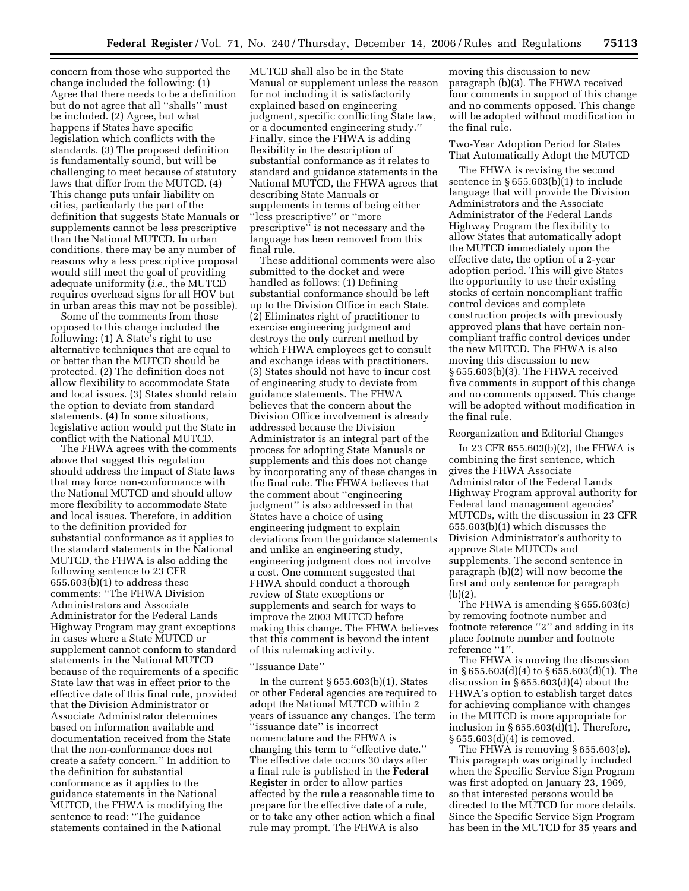concern from those who supported the change included the following: (1) Agree that there needs to be a definition but do not agree that all ''shalls'' must be included. (2) Agree, but what happens if States have specific legislation which conflicts with the standards. (3) The proposed definition is fundamentally sound, but will be challenging to meet because of statutory laws that differ from the MUTCD. (4) This change puts unfair liability on cities, particularly the part of the definition that suggests State Manuals or supplements cannot be less prescriptive than the National MUTCD. In urban conditions, there may be any number of reasons why a less prescriptive proposal would still meet the goal of providing adequate uniformity (*i.e.*, the MUTCD requires overhead signs for all HOV but in urban areas this may not be possible).

Some of the comments from those opposed to this change included the following: (1) A State's right to use alternative techniques that are equal to or better than the MUTCD should be protected. (2) The definition does not allow flexibility to accommodate State and local issues. (3) States should retain the option to deviate from standard statements. (4) In some situations, legislative action would put the State in conflict with the National MUTCD.

The FHWA agrees with the comments above that suggest this regulation should address the impact of State laws that may force non-conformance with the National MUTCD and should allow more flexibility to accommodate State and local issues. Therefore, in addition to the definition provided for substantial conformance as it applies to the standard statements in the National MUTCD, the FHWA is also adding the following sentence to 23 CFR 655.603(b)(1) to address these comments: ''The FHWA Division Administrators and Associate Administrator for the Federal Lands Highway Program may grant exceptions in cases where a State MUTCD or supplement cannot conform to standard statements in the National MUTCD because of the requirements of a specific State law that was in effect prior to the effective date of this final rule, provided that the Division Administrator or Associate Administrator determines based on information available and documentation received from the State that the non-conformance does not create a safety concern.'' In addition to the definition for substantial conformance as it applies to the guidance statements in the National MUTCD, the FHWA is modifying the sentence to read: ''The guidance statements contained in the National MUTCD shall also be in the State Manual or supplement unless the reason for not including it is satisfactorily explained based on engineering judgment, specific conflicting State law, or a documented engineering study.'' Finally, since the FHWA is adding flexibility in the description of substantial conformance as it relates to standard and guidance statements in the National MUTCD, the FHWA agrees that describing State Manuals or supplements in terms of being either ''less prescriptive'' or ''more prescriptive'' is not necessary and the language has been removed from this final rule.

These additional comments were also submitted to the docket and were handled as follows: (1) Defining substantial conformance should be left up to the Division Office in each State. (2) Eliminates right of practitioner to exercise engineering judgment and destroys the only current method by which FHWA employees get to consult and exchange ideas with practitioners. (3) States should not have to incur cost of engineering study to deviate from guidance statements. The FHWA believes that the concern about the Division Office involvement is already addressed because the Division Administrator is an integral part of the process for adopting State Manuals or supplements and this does not change by incorporating any of these changes in the final rule. The FHWA believes that the comment about ''engineering judgment'' is also addressed in that States have a choice of using engineering judgment to explain deviations from the guidance statements and unlike an engineering study, engineering judgment does not involve a cost. One comment suggested that FHWA should conduct a thorough review of State exceptions or supplements and search for ways to improve the 2003 MUTCD before making this change. The FHWA believes that this comment is beyond the intent of this rulemaking activity.

''Issuance Date''

In the current § 655.603(b)(1), States or other Federal agencies are required to adopt the National MUTCD within 2 years of issuance any changes. The term ''issuance date'' is incorrect nomenclature and the FHWA is changing this term to ''effective date.'' The effective date occurs 30 days after a final rule is published in the **Federal Register** in order to allow parties affected by the rule a reasonable time to prepare for the effective date of a rule, or to take any other action which a final rule may prompt. The FHWA is also moving this discussion to new paragraph (b)(3). The FHWA received four comments in support of this change and no comments opposed. This change will be adopted without modification in the final rule.

Two-Year Adoption Period for States That Automatically Adopt the MUTCD

The FHWA is revising the second sentence in § 655.603(b)(1) to include language that will provide the Division Administrators and the Associate Administrator of the Federal Lands Highway Program the flexibility to allow States that automatically adopt the MUTCD immediately upon the effective date, the option of a 2-year adoption period. This will give States the opportunity to use their existing stocks of certain noncompliant traffic control devices and complete construction projects with previously approved plans that have certain non-compliant traffic control devices under the new MUTCD. The FHWA is also moving this discussion to new § 655.603(b)(3). The FHWA received five comments in support of this change and no comments opposed. This change will be adopted without modification in the final rule.

Reorganization and Editorial Changes

In 23 CFR 655.603(b)(2), the FHWA is combining the first sentence, which gives the FHWA Associate Administrator of the Federal Lands Highway Program approval authority for Federal land management agencies' MUTCDs, with the discussion in 23 CFR 655.603(b)(1) which discusses the Division Administrator's authority to approve State MUTCDs and supplements. The second sentence in paragraph (b)(2) will now become the first and only sentence for paragraph (b)(2).

The FHWA is amending § 655.603(c) by removing footnote number and footnote reference ''2'' and adding in its place footnote number and footnote reference ''1''.

The FHWA is moving the discussion in § 655.603(d)(4) to § 655.603(d)(1). The discussion in § 655.603(d)(4) about the FHWA's option to establish target dates for achieving compliance with changes in the MUTCD is more appropriate for inclusion in § 655.603(d)(1). Therefore, § 655.603(d)(4) is removed.

The FHWA is removing § 655.603(e). This paragraph was originally included when the Specific Service Sign Program was first adopted on January 23, 1969, so that interested persons would be directed to the MUTCD for more details. Since the Specific Service Sign Program has been in the MUTCD for 35 years and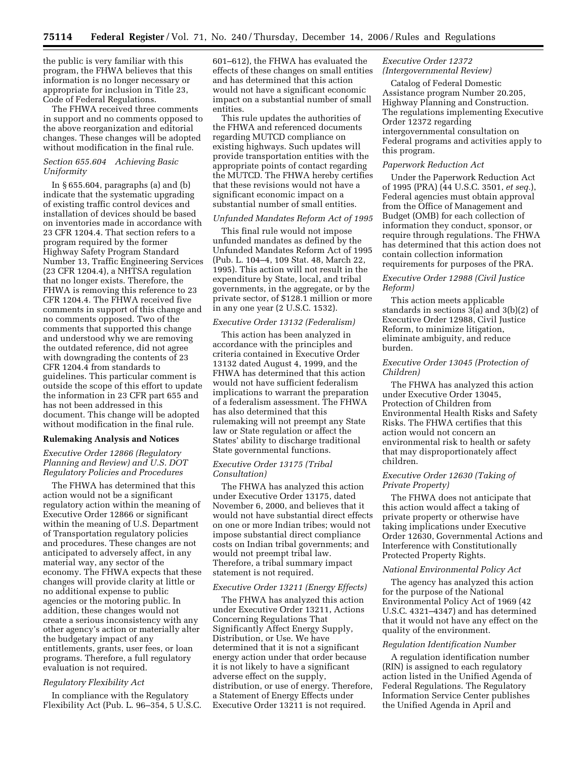the public is very familiar with this program, the FHWA believes that this information is no longer necessary or appropriate for inclusion in Title 23, Code of Federal Regulations.

The FHWA received three comments in support and no comments opposed to the above reorganization and editorial changes. These changes will be adopted without modification in the final rule.

*Section 655.604 Achieving Basic Uniformity*

In § 655.604, paragraphs (a) and (b) indicate that the systematic upgrading of existing traffic control devices and installation of devices should be based on inventories made in accordance with 23 CFR 1204.4. That section refers to a program required by the former Highway Safety Program Standard Number 13, Traffic Engineering Services (23 CFR 1204.4), a NHTSA regulation that no longer exists. Therefore, the FHWA is removing this reference to 23 CFR 1204.4. The FHWA received five comments in support of this change and no comments opposed. Two of the comments that supported this change and understood why we are removing the outdated reference, did not agree with downgrading the contents of 23 CFR 1204.4 from standards to guidelines. This particular comment is outside the scope of this effort to update the information in 23 CFR part 655 and has not been addressed in this document. This change will be adopted without modification in the final rule.

## Rulemaking Analysis and Notices

*Executive Order 12866 (Regulatory Planning and Review) and U.S. DOT Regulatory Policies and Procedures*

The FHWA has determined that this action would not be a significant regulatory action within the meaning of Executive Order 12866 or significant within the meaning of U.S. Department of Transportation regulatory policies and procedures. These changes are not anticipated to adversely affect, in any material way, any sector of the economy. The FHWA expects that these changes will provide clarity at little or no additional expense to public agencies or the motoring public. In addition, these changes would not create a serious inconsistency with any other agency's action or materially alter the budgetary impact of any entitlements, grants, user fees, or loan programs. Therefore, a full regulatory evaluation is not required.

*Regulatory Flexibility Act*

In compliance with the Regulatory Flexibility Act (Pub. L. 96–354, 5 U.S.C. 601–612), the FHWA has evaluated the effects of these changes on small entities and has determined that this action would not have a significant economic impact on a substantial number of small entities.

This rule updates the authorities of the FHWA and referenced documents regarding MUTCD compliance on existing highways. Such updates will provide transportation entities with the appropriate points of contact regarding the MUTCD. The FHWA hereby certifies that these revisions would not have a significant economic impact on a substantial number of small entities.

*Unfunded Mandates Reform Act of 1995*

This final rule would not impose unfunded mandates as defined by the Unfunded Mandates Reform Act of 1995 (Pub. L. 104–4, 109 Stat. 48, March 22, 1995). This action will not result in the expenditure by State, local, and tribal governments, in the aggregate, or by the private sector, of $128.1 million or more in any one year (2 U.S.C. 1532).

*Executive Order 13132 (Federalism)*

This action has been analyzed in accordance with the principles and criteria contained in Executive Order 13132 dated August 4, 1999, and the FHWA has determined that this action would not have sufficient federalism implications to warrant the preparation of a federalism assessment. The FHWA has also determined that this rulemaking will not preempt any State law or State regulation or affect the States' ability to discharge traditional State governmental functions.

*Executive Order 13175 (Tribal Consultation)*

The FHWA has analyzed this action under Executive Order 13175, dated November 6, 2000, and believes that it would not have substantial direct effects on one or more Indian tribes; would not impose substantial direct compliance costs on Indian tribal governments; and would not preempt tribal law. Therefore, a tribal summary impact statement is not required.

*Executive Order 13211 (Energy Effects)*

The FHWA has analyzed this action under Executive Order 13211, Actions Concerning Regulations That Significantly Affect Energy Supply, Distribution, or Use. We have determined that it is not a significant energy action under that order because it is not likely to have a significant adverse effect on the supply, distribution, or use of energy. Therefore, a Statement of Energy Effects under Executive Order 13211 is not required.

*Executive Order 12372 (Intergovernmental Review)*

Catalog of Federal Domestic Assistance program Number 20.205, Highway Planning and Construction. The regulations implementing Executive Order 12372 regarding intergovernmental consultation on Federal programs and activities apply to this program.

*Paperwork Reduction Act*

Under the Paperwork Reduction Act of 1995 (PRA) (44 U.S.C. 3501, *et seq.*), Federal agencies must obtain approval from the Office of Management and Budget (OMB) for each collection of information they conduct, sponsor, or require through regulations. The FHWA has determined that this action does not contain collection information requirements for purposes of the PRA.

*Executive Order 12988 (Civil Justice Reform)*

This action meets applicable standards in sections 3(a) and 3(b)(2) of Executive Order 12988, Civil Justice Reform, to minimize litigation, eliminate ambiguity, and reduce burden.

*Executive Order 13045 (Protection of Children)*

The FHWA has analyzed this action under Executive Order 13045, Protection of Children from Environmental Health Risks and Safety Risks. The FHWA certifies that this action would not concern an environmental risk to health or safety that may disproportionately affect children.

*Executive Order 12630 (Taking of Private Property)*

The FHWA does not anticipate that this action would affect a taking of private property or otherwise have taking implications under Executive Order 12630, Governmental Actions and Interference with Constitutionally Protected Property Rights.

*National Environmental Policy Act*

The agency has analyzed this action for the purpose of the National Environmental Policy Act of 1969 (42 U.S.C. 4321–4347) and has determined that it would not have any effect on the quality of the environment.

*Regulation Identification Number*

A regulation identification number (RIN) is assigned to each regulatory action listed in the Unified Agenda of Federal Regulations. The Regulatory Information Service Center publishes the Unified Agenda in April and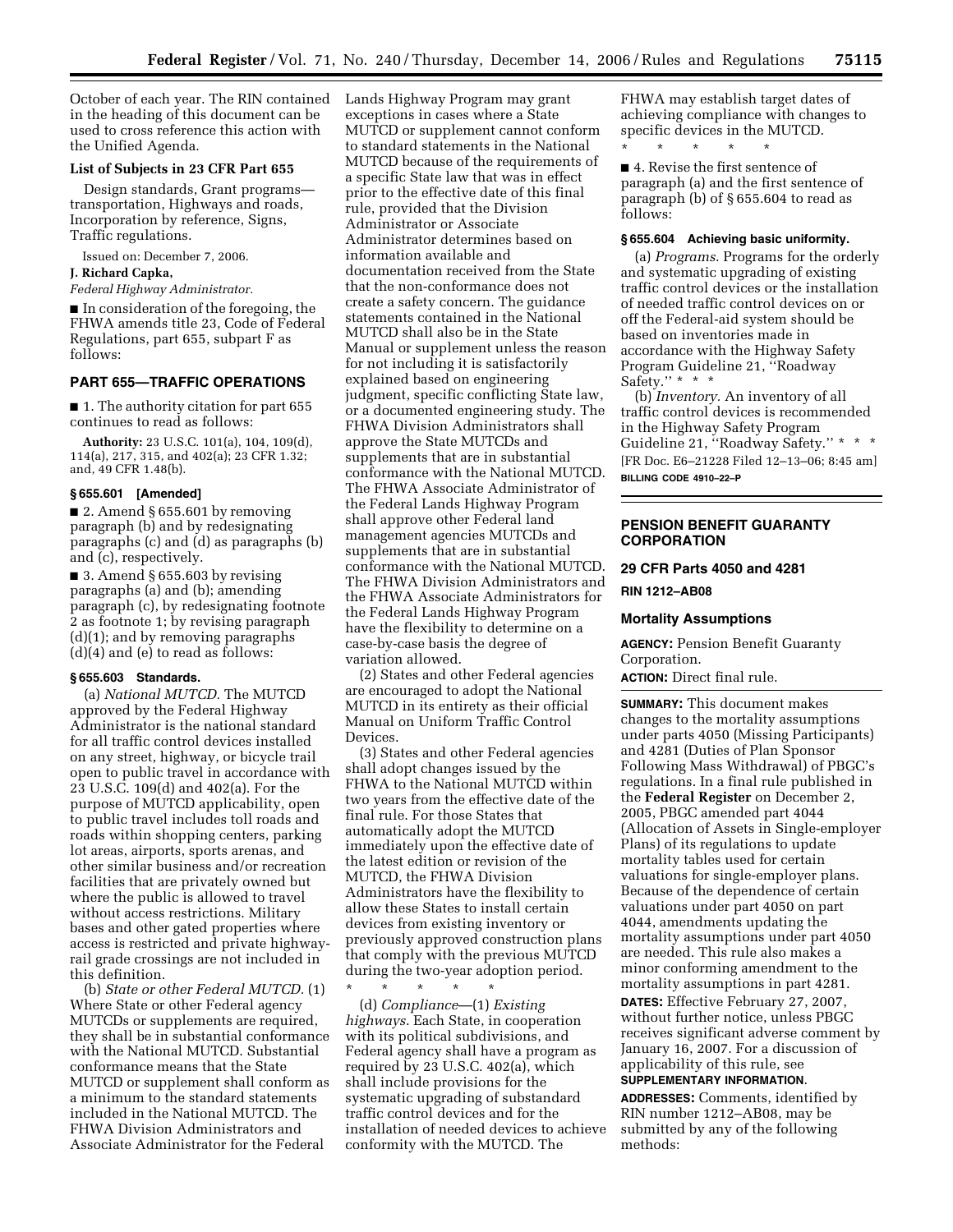October of each year. The RIN contained in the heading of this document can be used to cross reference this action with the Unified Agenda.

### List of Subjects in 23 CFR Part 655

Design standards, Grant programs—transportation, Highways and roads, Incorporation by reference, Signs, Traffic regulations.

Issued on: December 7, 2006.

**J. Richard Capka,**

*Federal Highway Administrator.*

■ In consideration of the foregoing, the FHWA amends title 23, Code of Federal Regulations, part 655, subpart F as follows:

## PART 655—TRAFFIC OPERATIONS

■ 1. The authority citation for part 655 continues to read as follows:

**Authority:** 23 U.S.C. 101(a), 104, 109(d), 114(a), 217, 315, and 402(a); 23 CFR 1.32; and, 49 CFR 1.48(b).

### § 655.601 [Amended]

■ 2. Amend § 655.601 by removing paragraph (b) and by redesignating paragraphs (c) and (d) as paragraphs (b) and (c), respectively.

■ 3. Amend § 655.603 by revising paragraphs (a) and (b); amending paragraph (c), by redesignating footnote 2 as footnote 1; by revising paragraph (d)(1); and by removing paragraphs (d)(4) and (e) to read as follows:

### § 655.603 Standards.

(a) *National MUTCD.* The MUTCD approved by the Federal Highway Administrator is the national standard for all traffic control devices installed on any street, highway, or bicycle trail open to public travel in accordance with 23 U.S.C. 109(d) and 402(a). For the purpose of MUTCD applicability, open to public travel includes toll roads and roads within shopping centers, parking lot areas, airports, sports arenas, and other similar business and/or recreation facilities that are privately owned but where the public is allowed to travel without access restrictions. Military bases and other gated properties where access is restricted and private highway-rail grade crossings are not included in this definition.

(b) *State or other Federal MUTCD.* (1) Where State or other Federal agency MUTCDs or supplements are required, they shall be in substantial conformance with the National MUTCD. Substantial conformance means that the State MUTCD or supplement shall conform as a minimum to the standard statements included in the National MUTCD. The FHWA Division Administrators and Associate Administrator for the Federal Lands Highway Program may grant exceptions in cases where a State MUTCD or supplement cannot conform to standard statements in the National MUTCD because of the requirements of a specific State law that was in effect prior to the effective date of this final rule, provided that the Division Administrator or Associate Administrator determines based on information available and documentation received from the State that the non-conformance does not create a safety concern. The guidance statements contained in the National MUTCD shall also be in the State Manual or supplement unless the reason for not including it is satisfactorily explained based on engineering judgment, specific conflicting State law, or a documented engineering study. The FHWA Division Administrators shall approve the State MUTCDs and supplements that are in substantial conformance with the National MUTCD. The FHWA Associate Administrator of the Federal Lands Highway Program shall approve other Federal land management agencies MUTCDs and supplements that are in substantial conformance with the National MUTCD. The FHWA Division Administrators and the FHWA Associate Administrators for the Federal Lands Highway Program have the flexibility to determine on a case-by-case basis the degree of variation allowed.

(2) States and other Federal agencies are encouraged to adopt the National MUTCD in its entirety as their official Manual on Uniform Traffic Control Devices.

(3) States and other Federal agencies shall adopt changes issued by the FHWA to the National MUTCD within two years from the effective date of the final rule. For those States that automatically adopt the MUTCD immediately upon the effective date of the latest edition or revision of the MUTCD, the FHWA Division Administrators have the flexibility to allow these States to install certain devices from existing inventory or previously approved construction plans that comply with the previous MUTCD during the two-year adoption period.

\* \* \* \* \*

(d) *Compliance*—(1) *Existing highways.* Each State, in cooperation with its political subdivisions, and Federal agency shall have a program as required by 23 U.S.C. 402(a), which shall include provisions for the systematic upgrading of substandard traffic control devices and for the installation of needed devices to achieve conformity with the MUTCD. The FHWA may establish target dates of achieving compliance with changes to specific devices in the MUTCD.

\* \* \* \* \*

■ 4. Revise the first sentence of paragraph (a) and the first sentence of paragraph (b) of § 655.604 to read as follows:

### § 655.604 Achieving basic uniformity.

(a) *Programs.* Programs for the orderly and systematic upgrading of existing traffic control devices or the installation of needed traffic control devices on or off the Federal-aid system should be based on inventories made in accordance with the Highway Safety Program Guideline 21, "Roadway Safety." \* \* \*

(b) *Inventory.* An inventory of all traffic control devices is recommended in the Highway Safety Program Guideline 21, "Roadway Safety." \* \* \*

[FR Doc. E6–21228 Filed 12–13–06; 8:45 am]

**BILLING CODE 4910–22–P**

---

## PENSION BENEFIT GUARANTY CORPORATION

### 29 CFR Parts 4050 and 4281

### RIN 1212–AB08

### Mortality Assumptions

**AGENCY:** Pension Benefit Guaranty Corporation.

**ACTION:** Direct final rule.

**SUMMARY:** This document makes changes to the mortality assumptions under parts 4050 (Missing Participants) and 4281 (Duties of Plan Sponsor Following Mass Withdrawal) of PBGC's regulations. In a final rule published in the **Federal Register** on December 2, 2005, PBGC amended part 4044 (Allocation of Assets in Single-employer Plans) of its regulations to update mortality tables used for certain valuations for single-employer plans. Because of the dependence of certain valuations under part 4050 on part 4044, amendments updating the mortality assumptions under part 4050 are needed. This rule also makes a minor conforming amendment to the mortality assumptions in part 4281.

**DATES:** Effective February 27, 2007, without further notice, unless PBGC receives significant adverse comment by January 16, 2007. For a discussion of applicability of this rule, see **SUPPLEMENTARY INFORMATION**.

**ADDRESSES:** Comments, identified by RIN number 1212–AB08, may be submitted by any of the following methods: